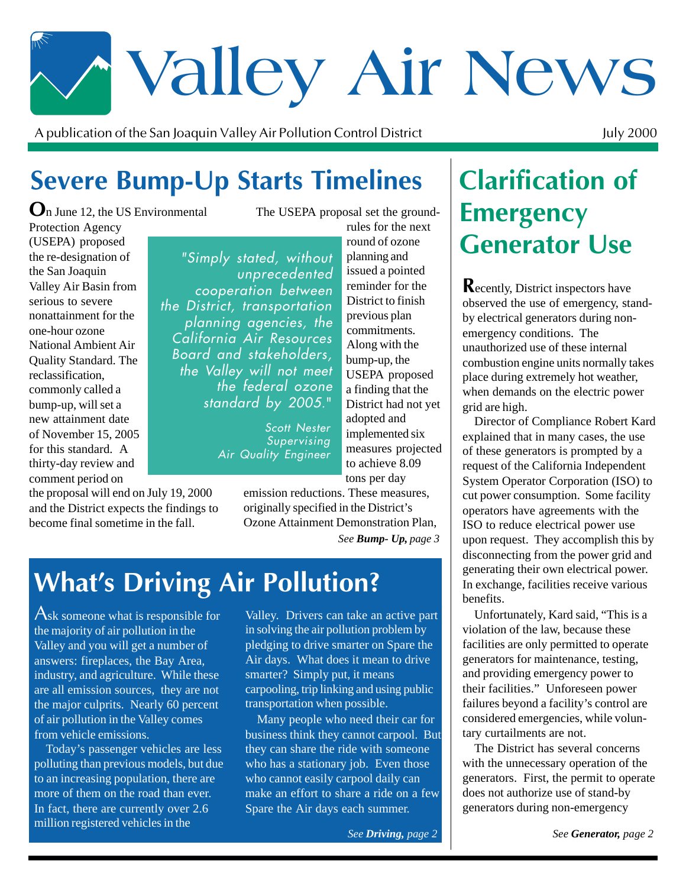# Valley Air News

A publication of the San Joaquin Valley Air Pollution Control District

July 2000

## Severe Bump-Up Starts Timelines

On June 12, the US Environmental Protection Agency (USEPA) proposed the re-designation of the San Joaquin Valley Air Basin from serious to severe nonattainment for the one-hour ozone National Ambient Air Quality Standard. The reclassification, commonly called a bump-up, will set a new attainment date of November 15, 2005 for this standard. A thirty-day review and comment period on the proposal will end on July 19, 2000 and the District expects the findings to become final sometime in the fall.

> "Simply stated, without unprecedented cooperation between the District, transportation planning agencies, the California Air Resources Board and stakeholders, the Valley will not meet the federal ozone standard by 2005."
>
> Scott Nester
> Supervising Air Quality Engineer

The USEPA proposal set the ground-rules for the next round of ozone planning and issued a pointed reminder for the District to finish previous plan commitments. Along with the bump-up, the USEPA proposed a finding that the District had not yet adopted and implemented six measures projected to achieve 8.09 tons per day emission reductions. These measures, originally specified in the District's Ozone Attainment Demonstration Plan,

*See **Bump- Up,** page 3*

## What's Driving Air Pollution?

Ask someone what is responsible for the majority of air pollution in the Valley and you will get a number of answers: fireplaces, the Bay Area, industry, and agriculture. While these are all emission sources, they are not the major culprits. Nearly 60 percent of air pollution in the Valley comes from vehicle emissions.

Today's passenger vehicles are less polluting than previous models, but due to an increasing population, there are more of them on the road than ever. In fact, there are currently over 2.6 million registered vehicles in the Valley. Drivers can take an active part in solving the air pollution problem by pledging to drive smarter on Spare the Air days. What does it mean to drive smarter? Simply put, it means carpooling, trip linking and using public transportation when possible.

Many people who need their car for business think they cannot carpool. But they can share the ride with someone who has a stationary job. Even those who cannot easily carpool daily can make an effort to share a ride on a few Spare the Air days each summer.

*See **Driving,** page 2*

## Clarification of Emergency Generator Use

Recently, District inspectors have observed the use of emergency, stand-by electrical generators during non-emergency conditions. The unauthorized use of these internal combustion engine units normally takes place during extremely hot weather, when demands on the electric power grid are high.

Director of Compliance Robert Kard explained that in many cases, the use of these generators is prompted by a request of the California Independent System Operator Corporation (ISO) to cut power consumption. Some facility operators have agreements with the ISO to reduce electrical power use upon request. They accomplish this by disconnecting from the power grid and generating their own electrical power. In exchange, facilities receive various benefits.

Unfortunately, Kard said, "This is a violation of the law, because these facilities are only permitted to operate generators for maintenance, testing, and providing emergency power to their facilities." Unforeseen power failures beyond a facility's control are considered emergencies, while voluntary curtailments are not.

The District has several concerns with the unnecessary operation of the generators. First, the permit to operate does not authorize use of stand-by generators during non-emergency

*See **Generator,** page 2*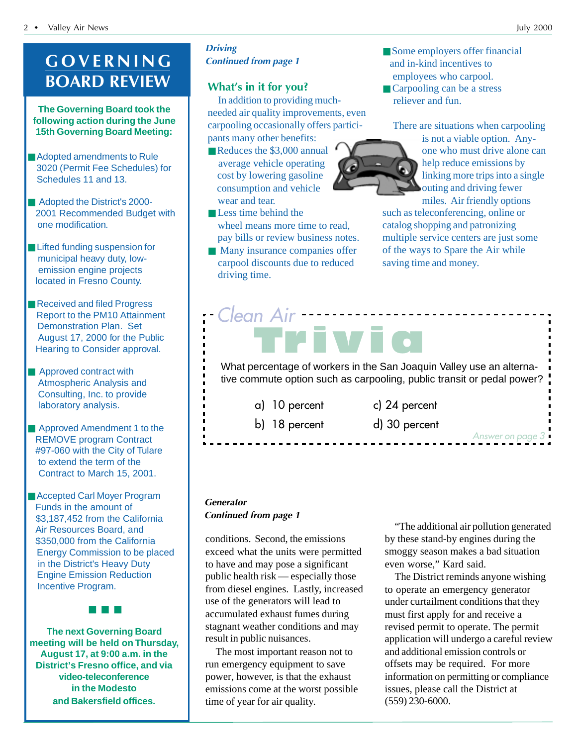# GOVERNING BOARD REVIEW

**The Governing Board took the following action during the June 15th Governing Board Meeting:**

- Adopted amendments to Rule 3020 (Permit Fee Schedules) for Schedules 11 and 13.
- Adopted the District's 2000-2001 Recommended Budget with one modification.
- Lifted funding suspension for municipal heavy duty, low-emission engine projects located in Fresno County.
- Received and filed Progress Report to the PM10 Attainment Demonstration Plan. Set August 17, 2000 for the Public Hearing to Consider approval.
- Approved contract with Atmospheric Analysis and Consulting, Inc. to provide laboratory analysis.
- Approved Amendment 1 to the REMOVE program Contract #97-060 with the City of Tulare to extend the term of the Contract to March 15, 2001.
- Accepted Carl Moyer Program Funds in the amount of $3,187,452 from the California Air Resources Board, and $350,000 from the California Energy Commission to be placed in the District's Heavy Duty Engine Emission Reduction Incentive Program.

■ ■ ■

**The next Governing Board meeting will be held on Thursday, August 17, at 9:00 a.m. in the District's Fresno office, and via video-teleconference in the Modesto and Bakersfield offices.**

***Driving***
***Continued from page 1***

## What's in it for you?

In addition to providing much-needed air quality improvements, even carpooling occasionally offers participants many other benefits:

- Reduces the $3,000 annual average vehicle operating cost by lowering gasoline consumption and vehicle wear and tear.
- Less time behind the wheel means more time to read, pay bills or review business notes.
- Many insurance companies offer carpool discounts due to reduced driving time.
- Some employers offer financial and in-kind incentives to employees who carpool.
- Carpooling can be a stress reliever and fun.

There are situations when carpooling is not a viable option. Anyone who must drive alone can help reduce emissions by linking more trips into a single outing and driving fewer miles. Air friendly options such as teleconferencing, online or catalog shopping and patronizing multiple service centers are just some of the ways to Spare the Air while saving time and money.

## Clean Air Trivia

What percentage of workers in the San Joaquin Valley use an alternative commute option such as carpooling, public transit or pedal power?

a) 10 percent
b) 18 percent
c) 24 percent
d) 30 percent

*Answer on page 3*

***Generator***
***Continued from page 1***

conditions. Second, the emissions exceed what the units were permitted to have and may pose a significant public health risk — especially those from diesel engines. Lastly, increased use of the generators will lead to accumulated exhaust fumes during stagnant weather conditions and may result in public nuisances.

The most important reason not to run emergency equipment to save power, however, is that the exhaust emissions come at the worst possible time of year for air quality.

"The additional air pollution generated by these stand-by engines during the smoggy season makes a bad situation even worse," Kard said.

The District reminds anyone wishing to operate an emergency generator under curtailment conditions that they must first apply for and receive a revised permit to operate. The permit application will undergo a careful review and additional emission controls or offsets may be required. For more information on permitting or compliance issues, please call the District at (559) 230-6000.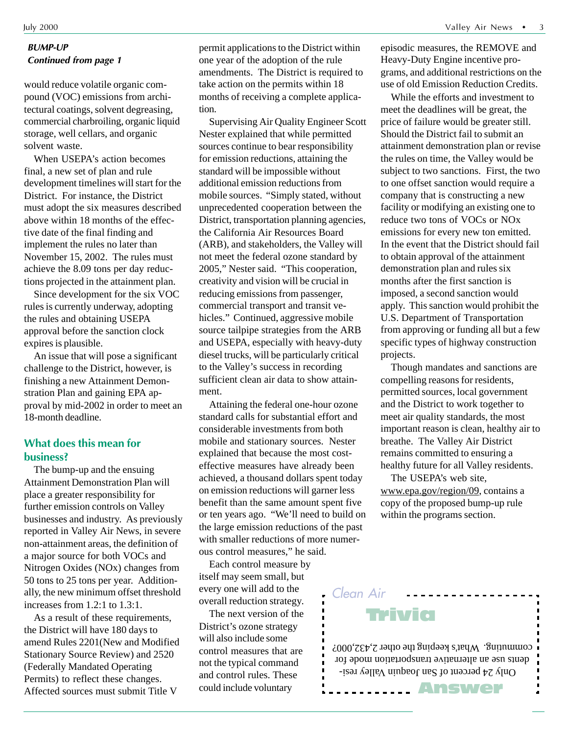***BUMP-UP***
***Continued from page 1***

would reduce volatile organic compound (VOC) emissions from architectural coatings, solvent degreasing, commercial charbroiling, organic liquid storage, well cellars, and organic solvent waste.

When USEPA's action becomes final, a new set of plan and rule development timelines will start for the District. For instance, the District must adopt the six measures described above within 18 months of the effective date of the final finding and implement the rules no later than November 15, 2002. The rules must achieve the 8.09 tons per day reductions projected in the attainment plan.

Since development for the six VOC rules is currently underway, adopting the rules and obtaining USEPA approval before the sanction clock expires is plausible.

An issue that will pose a significant challenge to the District, however, is finishing a new Attainment Demonstration Plan and gaining EPA approval by mid-2002 in order to meet an 18-month deadline.

## What does this mean for business?

The bump-up and the ensuing Attainment Demonstration Plan will place a greater responsibility for further emission controls on Valley businesses and industry. As previously reported in Valley Air News, in severe non-attainment areas, the definition of a major source for both VOCs and Nitrogen Oxides (NOx) changes from 50 tons to 25 tons per year. Additionally, the new minimum offset threshold increases from 1.2:1 to 1.3:1.

As a result of these requirements, the District will have 180 days to amend Rules 2201(New and Modified Stationary Source Review) and 2520 (Federally Mandated Operating Permits) to reflect these changes. Affected sources must submit Title V permit applications to the District within one year of the adoption of the rule amendments. The District is required to take action on the permits within 18 months of receiving a complete application.

Supervising Air Quality Engineer Scott Nester explained that while permitted sources continue to bear responsibility for emission reductions, attaining the standard will be impossible without additional emission reductions from mobile sources. "Simply stated, without unprecedented cooperation between the District, transportation planning agencies, the California Air Resources Board (ARB), and stakeholders, the Valley will not meet the federal ozone standard by 2005," Nester said. "This cooperation, creativity and vision will be crucial in reducing emissions from passenger, commercial transport and transit vehicles." Continued, aggressive mobile source tailpipe strategies from the ARB and USEPA, especially with heavy-duty diesel trucks, will be particularly critical to the Valley's success in recording sufficient clean air data to show attainment.

Attaining the federal one-hour ozone standard calls for substantial effort and considerable investments from both mobile and stationary sources. Nester explained that because the most cost-effective measures have already been achieved, a thousand dollars spent today on emission reductions will garner less benefit than the same amount spent five or ten years ago. "We'll need to build on the large emission reductions of the past with smaller reductions of more numerous control measures," he said.

Each control measure by itself may seem small, but every one will add to the overall reduction strategy.

The next version of the District's ozone strategy will also include some control measures that are not the typical command and control rules. These could include voluntary episodic measures, the REMOVE and Heavy-Duty Engine incentive programs, and additional restrictions on the use of old Emission Reduction Credits.

While the efforts and investment to meet the deadlines will be great, the price of failure would be greater still. Should the District fail to submit an attainment demonstration plan or revise the rules on time, the Valley would be subject to two sanctions. First, the two to one offset sanction would require a company that is constructing a new facility or modifying an existing one to reduce two tons of VOCs or NOx emissions for every new ton emitted. In the event that the District should fail to obtain approval of the attainment demonstration plan and rules six months after the first sanction is imposed, a second sanction would apply. This sanction would prohibit the U.S. Department of Transportation from approving or funding all but a few specific types of highway construction projects.

Though mandates and sanctions are compelling reasons for residents, permitted sources, local government and the District to work together to meet air quality standards, the most important reason is clean, healthy air to breathe. The Valley Air District remains committed to ensuring a healthy future for all Valley residents.

The USEPA's web site, www.epa.gov/region/09, contains a copy of the proposed bump-up rule within the programs section.

*Clean Air*
**Trivia**

**Answer**

Only 24 percent of San Joaquin Valley residents use an alternative transportation mode for commuting. What's keeping the other 2,432,000?